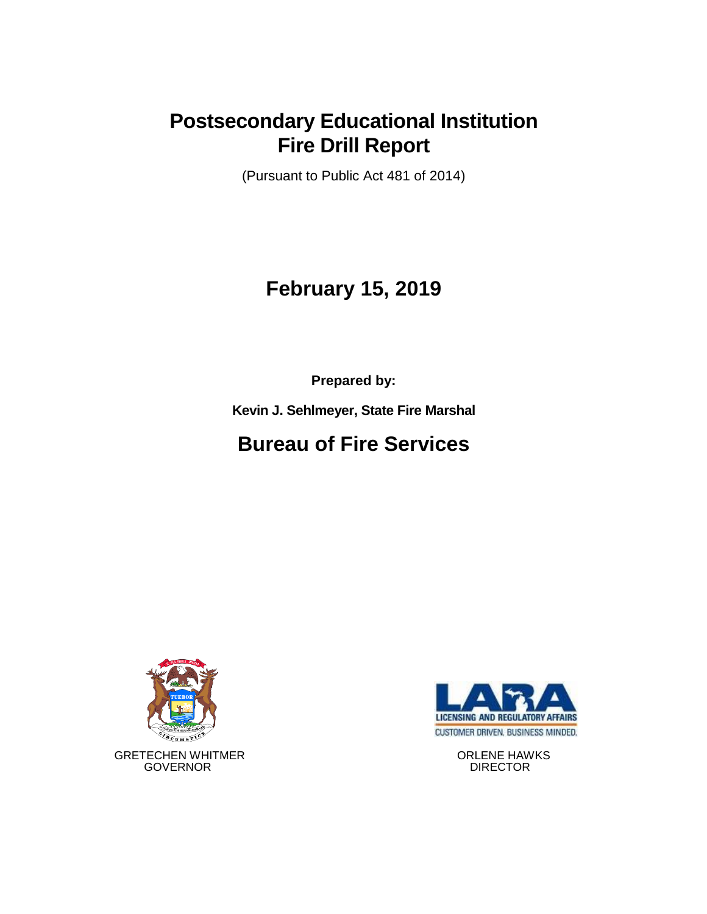# Postsecondary Educational Institution Fire Drill Report

(Pursuant to Public Act 481 of 2014)

## February 15, 2019

**Prepared by:**

**Kevin J. Sehlmeyer, State Fire Marshal**

## Bureau of Fire Services

GRETCHEN WHITMER
GOVERNOR

ORLENE HAWKS
DIRECTOR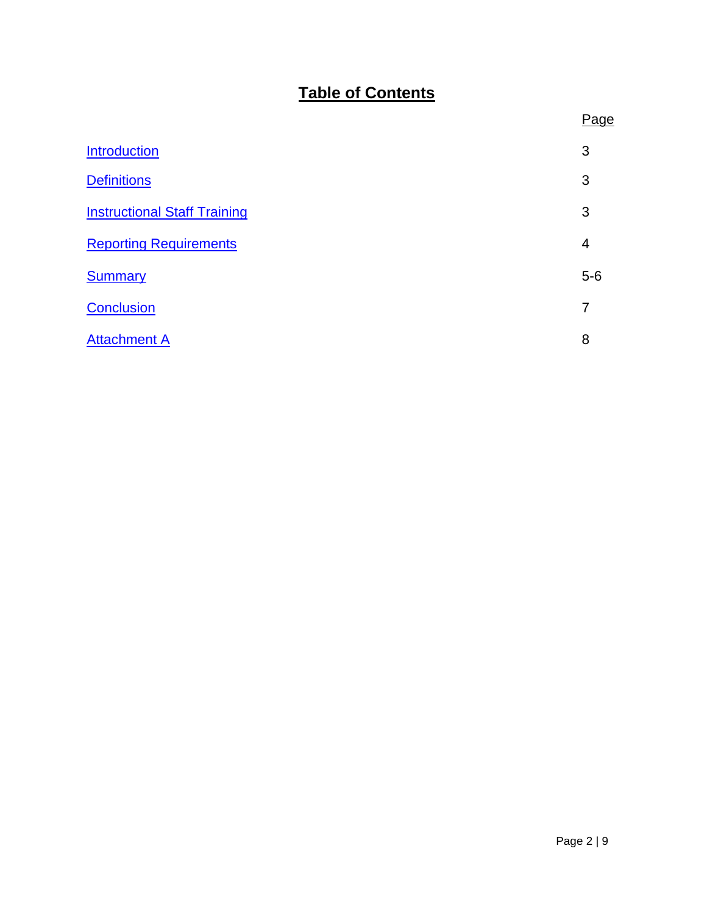# Table of Contents

| | Page |
|---|---|
| Introduction | 3 |
| Definitions | 3 |
| Instructional Staff Training | 3 |
| Reporting Requirements | 4 |
| Summary | 5-6 |
| Conclusion | 7 |
| Attachment A | 8 |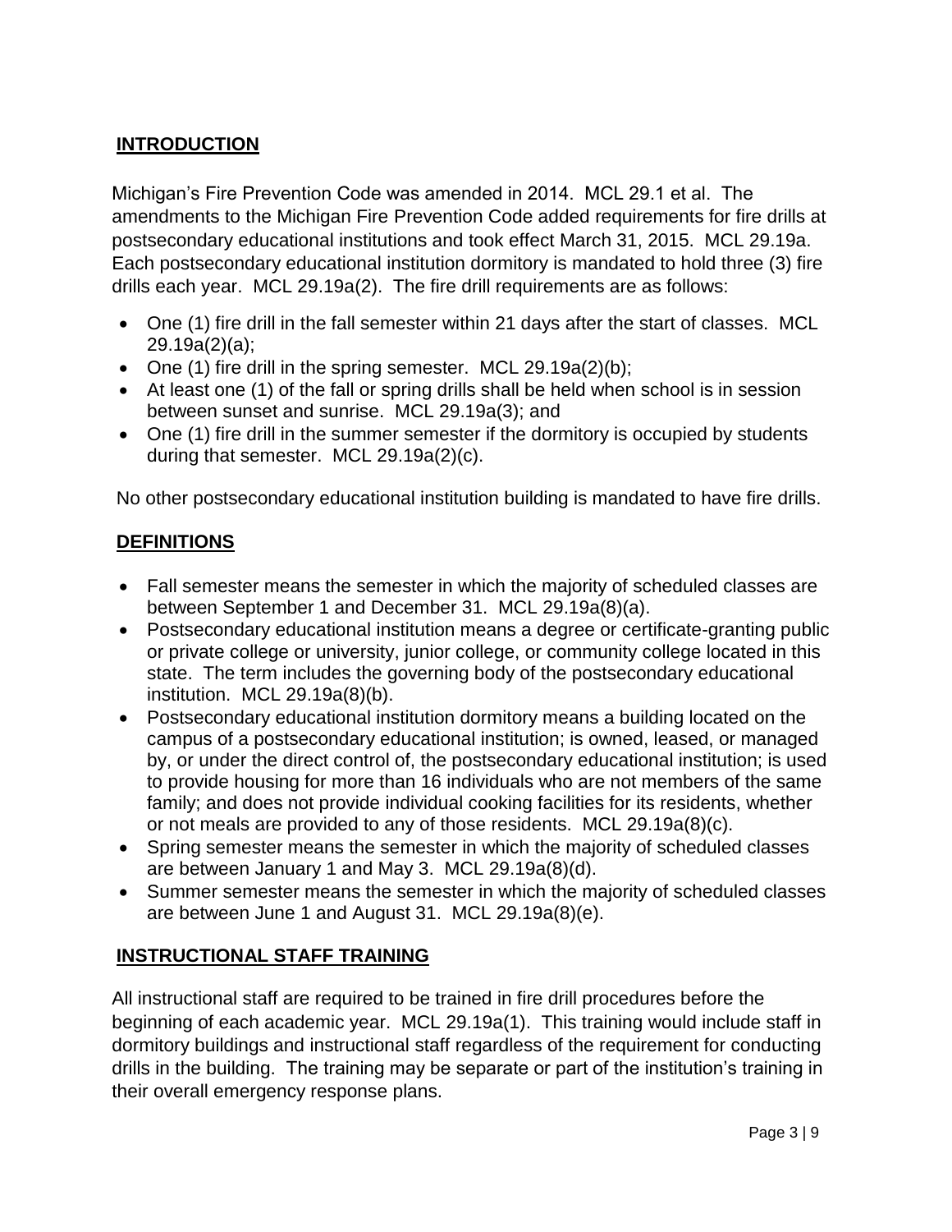## INTRODUCTION

Michigan's Fire Prevention Code was amended in 2014. MCL 29.1 et al. The amendments to the Michigan Fire Prevention Code added requirements for fire drills at postsecondary educational institutions and took effect March 31, 2015. MCL 29.19a. Each postsecondary educational institution dormitory is mandated to hold three (3) fire drills each year. MCL 29.19a(2). The fire drill requirements are as follows:

- One (1) fire drill in the fall semester within 21 days after the start of classes. MCL 29.19a(2)(a);
- One (1) fire drill in the spring semester. MCL 29.19a(2)(b);
- At least one (1) of the fall or spring drills shall be held when school is in session between sunset and sunrise. MCL 29.19a(3); and
- One (1) fire drill in the summer semester if the dormitory is occupied by students during that semester. MCL 29.19a(2)(c).

No other postsecondary educational institution building is mandated to have fire drills.

## DEFINITIONS

- Fall semester means the semester in which the majority of scheduled classes are between September 1 and December 31. MCL 29.19a(8)(a).
- Postsecondary educational institution means a degree or certificate-granting public or private college or university, junior college, or community college located in this state. The term includes the governing body of the postsecondary educational institution. MCL 29.19a(8)(b).
- Postsecondary educational institution dormitory means a building located on the campus of a postsecondary educational institution; is owned, leased, or managed by, or under the direct control of, the postsecondary educational institution; is used to provide housing for more than 16 individuals who are not members of the same family; and does not provide individual cooking facilities for its residents, whether or not meals are provided to any of those residents. MCL 29.19a(8)(c).
- Spring semester means the semester in which the majority of scheduled classes are between January 1 and May 3. MCL 29.19a(8)(d).
- Summer semester means the semester in which the majority of scheduled classes are between June 1 and August 31. MCL 29.19a(8)(e).

## INSTRUCTIONAL STAFF TRAINING

All instructional staff are required to be trained in fire drill procedures before the beginning of each academic year. MCL 29.19a(1). This training would include staff in dormitory buildings and instructional staff regardless of the requirement for conducting drills in the building. The training may be separate or part of the institution's training in their overall emergency response plans.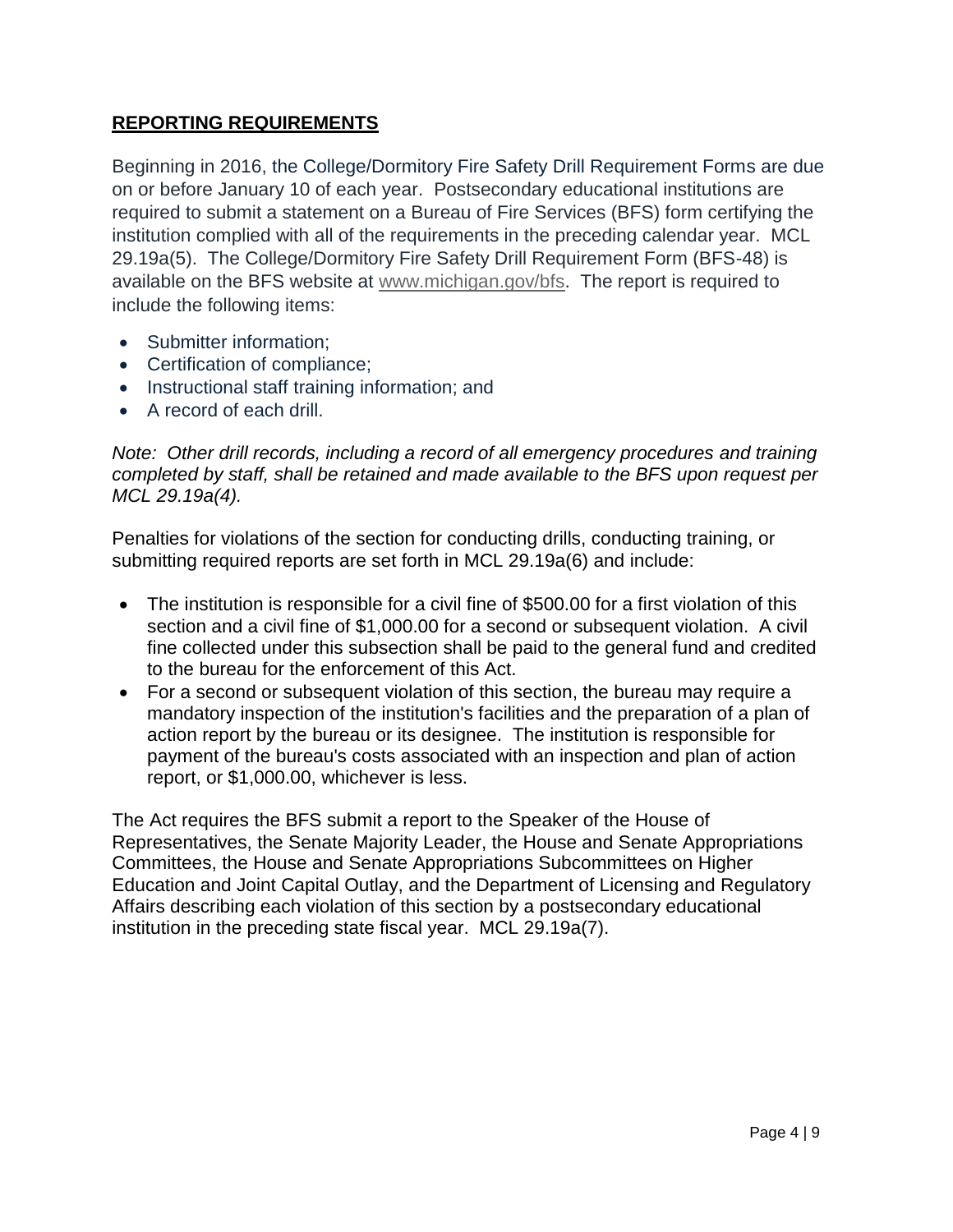## REPORTING REQUIREMENTS

Beginning in 2016, the College/Dormitory Fire Safety Drill Requirement Forms are due on or before January 10 of each year. Postsecondary educational institutions are required to submit a statement on a Bureau of Fire Services (BFS) form certifying the institution complied with all of the requirements in the preceding calendar year. MCL 29.19a(5). The College/Dormitory Fire Safety Drill Requirement Form (BFS-48) is available on the BFS website at www.michigan.gov/bfs. The report is required to include the following items:

- Submitter information;
- Certification of compliance;
- Instructional staff training information; and
- A record of each drill.

*Note: Other drill records, including a record of all emergency procedures and training completed by staff, shall be retained and made available to the BFS upon request per MCL 29.19a(4).*

Penalties for violations of the section for conducting drills, conducting training, or submitting required reports are set forth in MCL 29.19a(6) and include:

- The institution is responsible for a civil fine of $500.00 for a first violation of this section and a civil fine of $1,000.00 for a second or subsequent violation. A civil fine collected under this subsection shall be paid to the general fund and credited to the bureau for the enforcement of this Act.
- For a second or subsequent violation of this section, the bureau may require a mandatory inspection of the institution's facilities and the preparation of a plan of action report by the bureau or its designee. The institution is responsible for payment of the bureau's costs associated with an inspection and plan of action report, or $1,000.00, whichever is less.

The Act requires the BFS submit a report to the Speaker of the House of Representatives, the Senate Majority Leader, the House and Senate Appropriations Committees, the House and Senate Appropriations Subcommittees on Higher Education and Joint Capital Outlay, and the Department of Licensing and Regulatory Affairs describing each violation of this section by a postsecondary educational institution in the preceding state fiscal year. MCL 29.19a(7).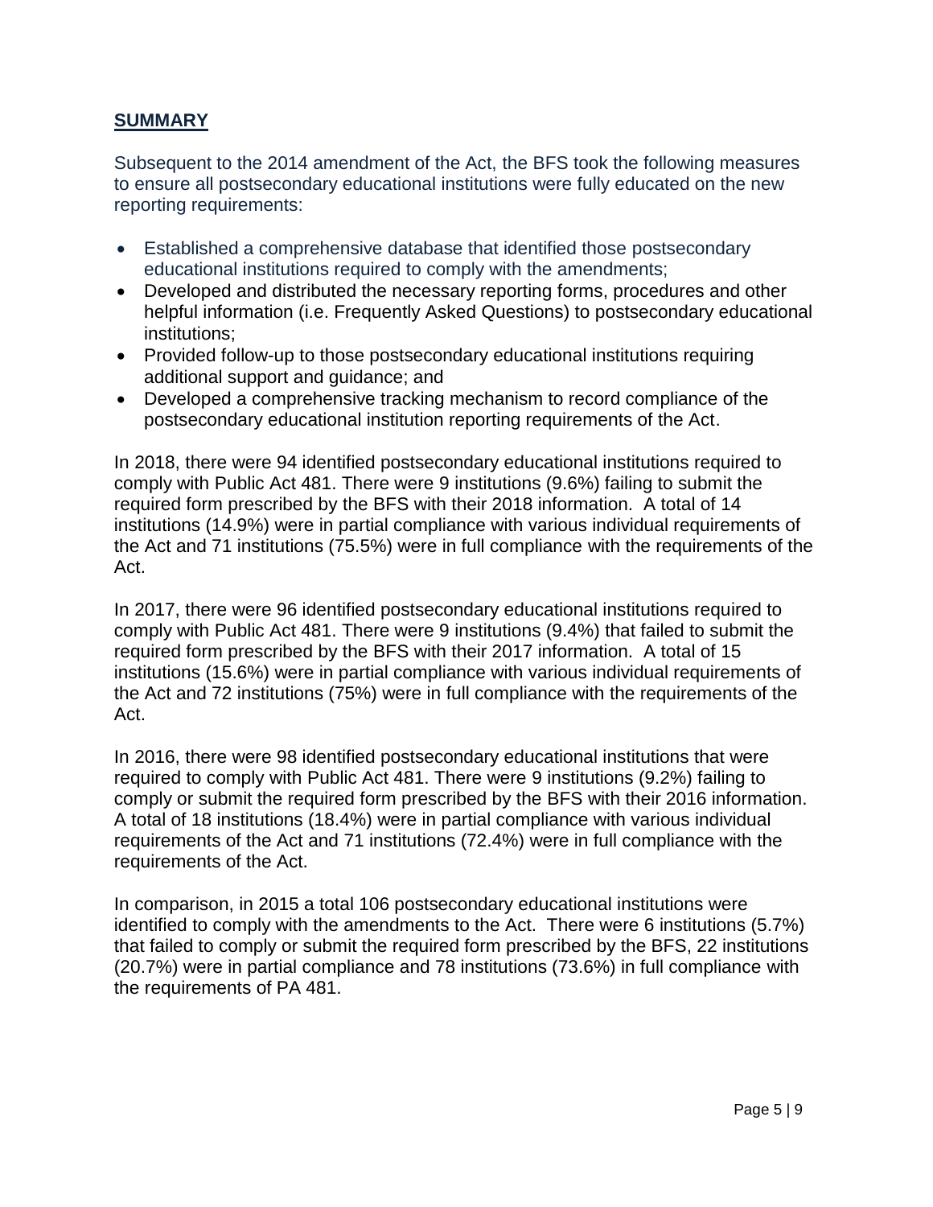## **SUMMARY**

Subsequent to the 2014 amendment of the Act, the BFS took the following measures to ensure all postsecondary educational institutions were fully educated on the new reporting requirements:

- Established a comprehensive database that identified those postsecondary educational institutions required to comply with the amendments;
- Developed and distributed the necessary reporting forms, procedures and other helpful information (i.e. Frequently Asked Questions) to postsecondary educational institutions;
- Provided follow-up to those postsecondary educational institutions requiring additional support and guidance; and
- Developed a comprehensive tracking mechanism to record compliance of the postsecondary educational institution reporting requirements of the Act.

In 2018, there were 94 identified postsecondary educational institutions required to comply with Public Act 481. There were 9 institutions (9.6%) failing to submit the required form prescribed by the BFS with their 2018 information. A total of 14 institutions (14.9%) were in partial compliance with various individual requirements of the Act and 71 institutions (75.5%) were in full compliance with the requirements of the Act.

In 2017, there were 96 identified postsecondary educational institutions required to comply with Public Act 481. There were 9 institutions (9.4%) that failed to submit the required form prescribed by the BFS with their 2017 information. A total of 15 institutions (15.6%) were in partial compliance with various individual requirements of the Act and 72 institutions (75%) were in full compliance with the requirements of the Act.

In 2016, there were 98 identified postsecondary educational institutions that were required to comply with Public Act 481. There were 9 institutions (9.2%) failing to comply or submit the required form prescribed by the BFS with their 2016 information. A total of 18 institutions (18.4%) were in partial compliance with various individual requirements of the Act and 71 institutions (72.4%) were in full compliance with the requirements of the Act.

In comparison, in 2015 a total 106 postsecondary educational institutions were identified to comply with the amendments to the Act. There were 6 institutions (5.7%) that failed to comply or submit the required form prescribed by the BFS, 22 institutions (20.7%) were in partial compliance and 78 institutions (73.6%) in full compliance with the requirements of PA 481.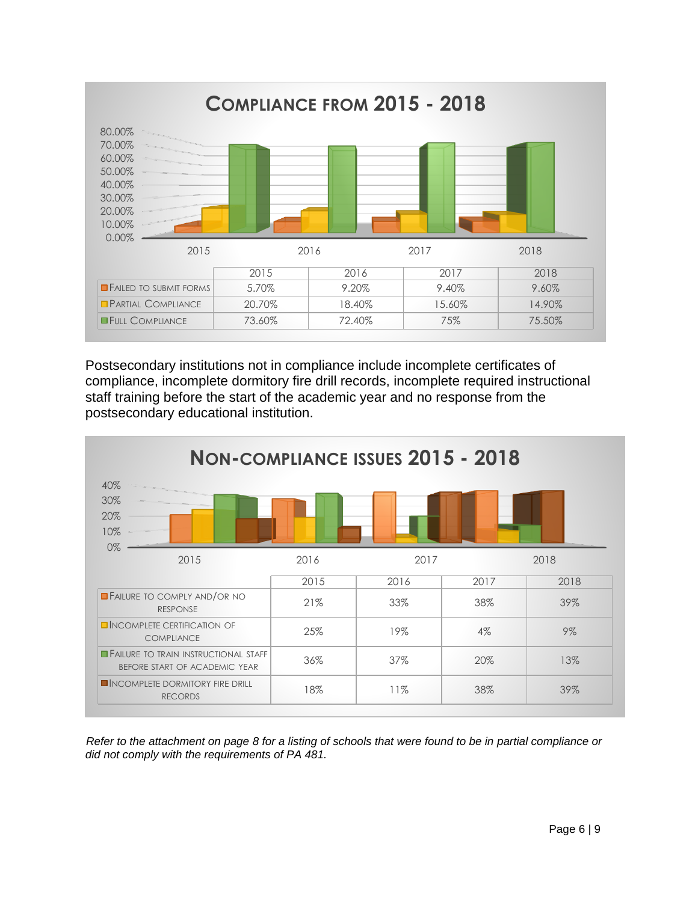## Compliance from 2015 - 2018

| | 2015 | 2016 | 2017 | 2018 |
|---|---|---|---|---|
| Failed to Submit Forms | 5.70% | 9.20% | 9.40% | 9.60% |
| Partial Compliance | 20.70% | 18.40% | 15.60% | 14.90% |
| Full Compliance | 73.60% | 72.40% | 75% | 75.50% |

Postsecondary institutions not in compliance include incomplete certificates of compliance, incomplete dormitory fire drill records, incomplete required instructional staff training before the start of the academic year and no response from the postsecondary educational institution.

## Non-Compliance Issues 2015 - 2018

| | 2015 | 2016 | 2017 | 2018 |
|---|---|---|---|---|
| Failure to Comply and/or No Response | 21% | 33% | 38% | 39% |
| Incomplete Certification of Compliance | 25% | 19% | 4% | 9% |
| Failure to Train Instructional Staff Before Start of Academic Year | 36% | 37% | 20% | 13% |
| Incomplete Dormitory Fire Drill Records | 18% | 11% | 38% | 39% |

*Refer to the attachment on page 8 for a listing of schools that were found to be in partial compliance or did not comply with the requirements of PA 481.*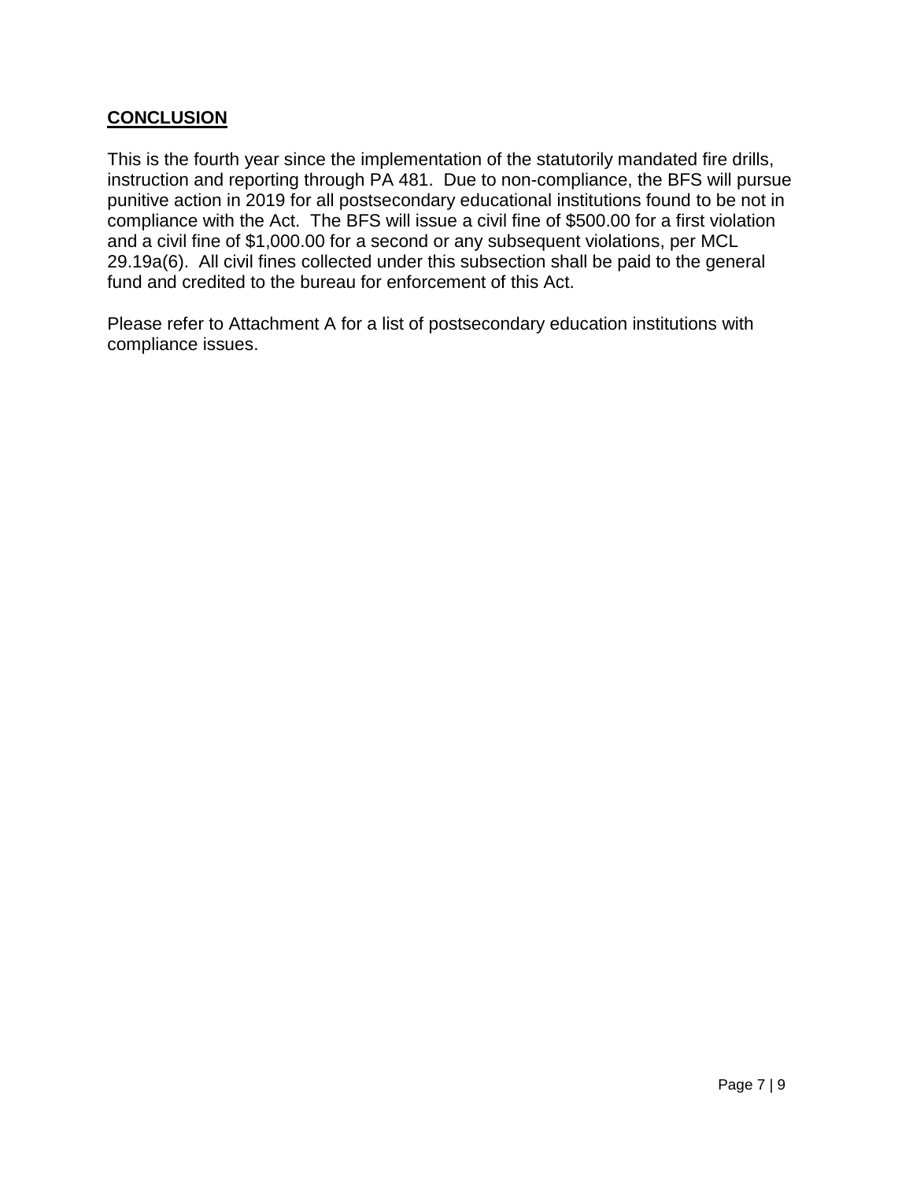## **CONCLUSION**

This is the fourth year since the implementation of the statutorily mandated fire drills, instruction and reporting through PA 481. Due to non-compliance, the BFS will pursue punitive action in 2019 for all postsecondary educational institutions found to be not in compliance with the Act. The BFS will issue a civil fine of $500.00 for a first violation and a civil fine of $1,000.00 for a second or any subsequent violations, per MCL 29.19a(6). All civil fines collected under this subsection shall be paid to the general fund and credited to the bureau for enforcement of this Act.

Please refer to Attachment A for a list of postsecondary education institutions with compliance issues.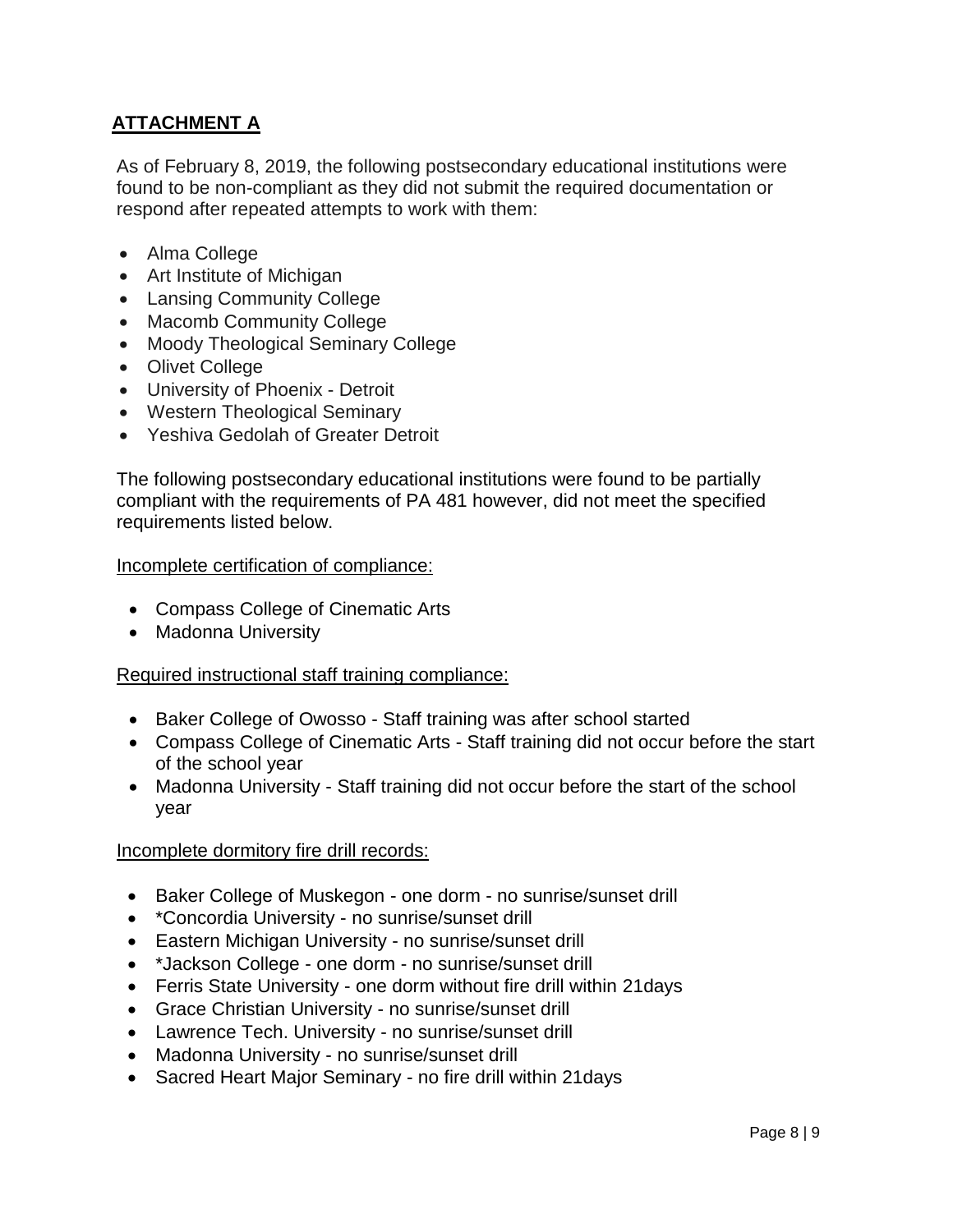## ATTACHMENT A

As of February 8, 2019, the following postsecondary educational institutions were found to be non-compliant as they did not submit the required documentation or respond after repeated attempts to work with them:

- Alma College
- Art Institute of Michigan
- Lansing Community College
- Macomb Community College
- Moody Theological Seminary College
- Olivet College
- University of Phoenix - Detroit
- Western Theological Seminary
- Yeshiva Gedolah of Greater Detroit

The following postsecondary educational institutions were found to be partially compliant with the requirements of PA 481 however, did not meet the specified requirements listed below.

Incomplete certification of compliance:

- Compass College of Cinematic Arts
- Madonna University

Required instructional staff training compliance:

- Baker College of Owosso - Staff training was after school started
- Compass College of Cinematic Arts - Staff training did not occur before the start of the school year
- Madonna University - Staff training did not occur before the start of the school year

Incomplete dormitory fire drill records:

- Baker College of Muskegon - one dorm - no sunrise/sunset drill
- *Concordia University - no sunrise/sunset drill
- Eastern Michigan University - no sunrise/sunset drill
- *Jackson College - one dorm - no sunrise/sunset drill
- Ferris State University - one dorm without fire drill within 21days
- Grace Christian University - no sunrise/sunset drill
- Lawrence Tech. University - no sunrise/sunset drill
- Madonna University - no sunrise/sunset drill
- Sacred Heart Major Seminary - no fire drill within 21days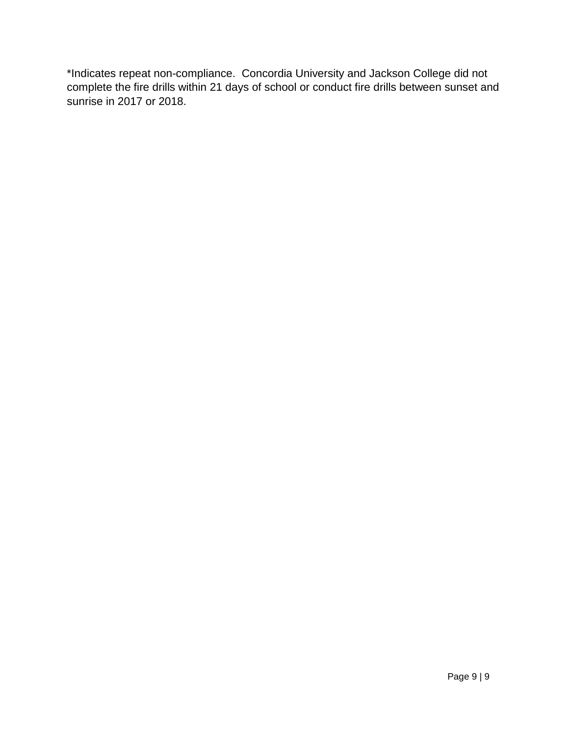*Indicates repeat non-compliance.  Concordia University and Jackson College did not complete the fire drills within 21 days of school or conduct fire drills between sunset and sunrise in 2017 or 2018.